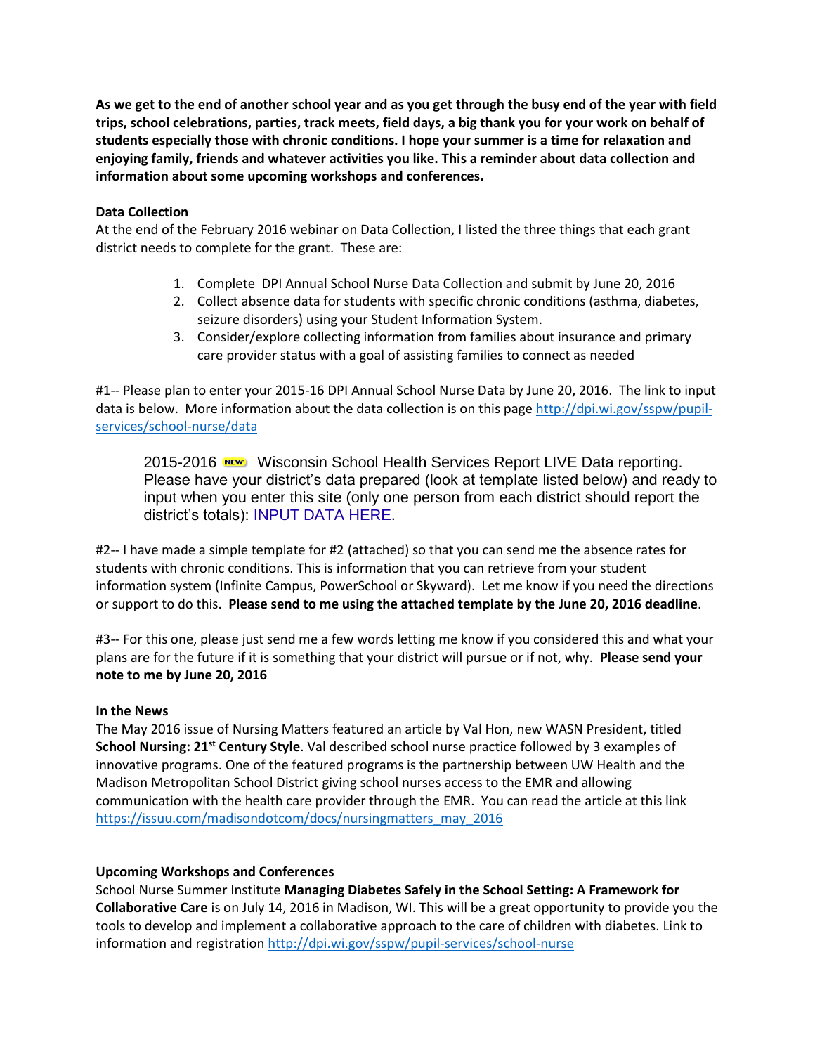**As we get to the end of another school year and as you get through the busy end of the year with field trips, school celebrations, parties, track meets, field days, a big thank you for your work on behalf of students especially those with chronic conditions. I hope your summer is a time for relaxation and enjoying family, friends and whatever activities you like. This a reminder about data collection and information about some upcoming workshops and conferences.**

**Data Collection**

At the end of the February 2016 webinar on Data Collection, I listed the three things that each grant district needs to complete for the grant. These are:

1. Complete DPI Annual School Nurse Data Collection and submit by June 20, 2016
2. Collect absence data for students with specific chronic conditions (asthma, diabetes, seizure disorders) using your Student Information System.
3. Consider/explore collecting information from families about insurance and primary care provider status with a goal of assisting families to connect as needed

#1-- Please plan to enter your 2015-16 DPI Annual School Nurse Data by June 20, 2016. The link to input data is below. More information about the data collection is on this page http://dpi.wi.gov/sspw/pupil-services/school-nurse/data

> 2015-2016 NEW Wisconsin School Health Services Report LIVE Data reporting. Please have your district's data prepared (look at template listed below) and ready to input when you enter this site (only one person from each district should report the district's totals): INPUT DATA HERE.

#2-- I have made a simple template for #2 (attached) so that you can send me the absence rates for students with chronic conditions. This is information that you can retrieve from your student information system (Infinite Campus, PowerSchool or Skyward). Let me know if you need the directions or support to do this. **Please send to me using the attached template by the June 20, 2016 deadline**.

#3-- For this one, please just send me a few words letting me know if you considered this and what your plans are for the future if it is something that your district will pursue or if not, why. **Please send your note to me by June 20, 2016**

**In the News**

The May 2016 issue of Nursing Matters featured an article by Val Hon, new WASN President, titled **School Nursing: 21st Century Style**. Val described school nurse practice followed by 3 examples of innovative programs. One of the featured programs is the partnership between UW Health and the Madison Metropolitan School District giving school nurses access to the EMR and allowing communication with the health care provider through the EMR. You can read the article at this link https://issuu.com/madisondotcom/docs/nursingmatters_may_2016

**Upcoming Workshops and Conferences**

School Nurse Summer Institute **Managing Diabetes Safely in the School Setting: A Framework for Collaborative Care** is on July 14, 2016 in Madison, WI. This will be a great opportunity to provide you the tools to develop and implement a collaborative approach to the care of children with diabetes. Link to information and registration http://dpi.wi.gov/sspw/pupil-services/school-nurse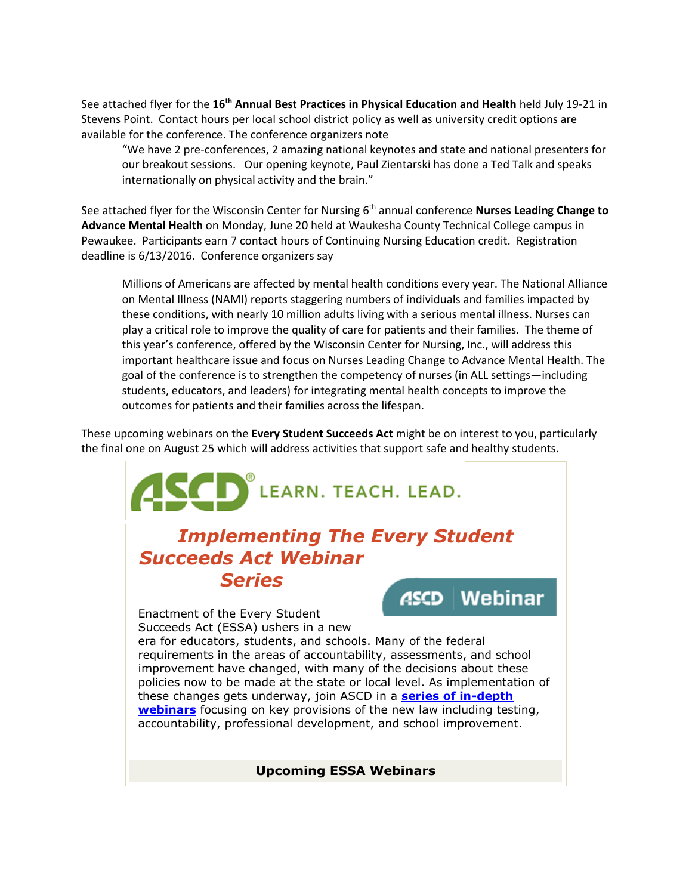See attached flyer for the **16th Annual Best Practices in Physical Education and Health** held July 19-21 in Stevens Point. Contact hours per local school district policy as well as university credit options are available for the conference. The conference organizers note

> "We have 2 pre-conferences, 2 amazing national keynotes and state and national presenters for our breakout sessions. Our opening keynote, Paul Zientarski has done a Ted Talk and speaks internationally on physical activity and the brain."

See attached flyer for the Wisconsin Center for Nursing 6th annual conference **Nurses Leading Change to Advance Mental Health** on Monday, June 20 held at Waukesha County Technical College campus in Pewaukee. Participants earn 7 contact hours of Continuing Nursing Education credit. Registration deadline is 6/13/2016. Conference organizers say

> Millions of Americans are affected by mental health conditions every year. The National Alliance on Mental Illness (NAMI) reports staggering numbers of individuals and families impacted by these conditions, with nearly 10 million adults living with a serious mental illness. Nurses can play a critical role to improve the quality of care for patients and their families. The theme of this year's conference, offered by the Wisconsin Center for Nursing, Inc., will address this important healthcare issue and focus on Nurses Leading Change to Advance Mental Health. The goal of the conference is to strengthen the competency of nurses (in ALL settings—including students, educators, and leaders) for integrating mental health concepts to improve the outcomes for patients and their families across the lifespan.

These upcoming webinars on the **Every Student Succeeds Act** might be on interest to you, particularly the final one on August 25 which will address activities that support safe and healthy students.

ASCD LEARN. TEACH. LEAD.

## *Implementing The Every Student Succeeds Act Webinar Series*

ASCD | Webinar

Enactment of the Every Student Succeeds Act (ESSA) ushers in a new era for educators, students, and schools. Many of the federal requirements in the areas of accountability, assessments, and school improvement have changed, with many of the decisions about these policies now to be made at the state or local level. As implementation of these changes gets underway, join ASCD in a **series of in-depth webinars** focusing on key provisions of the new law including testing, accountability, professional development, and school improvement.

**Upcoming ESSA Webinars**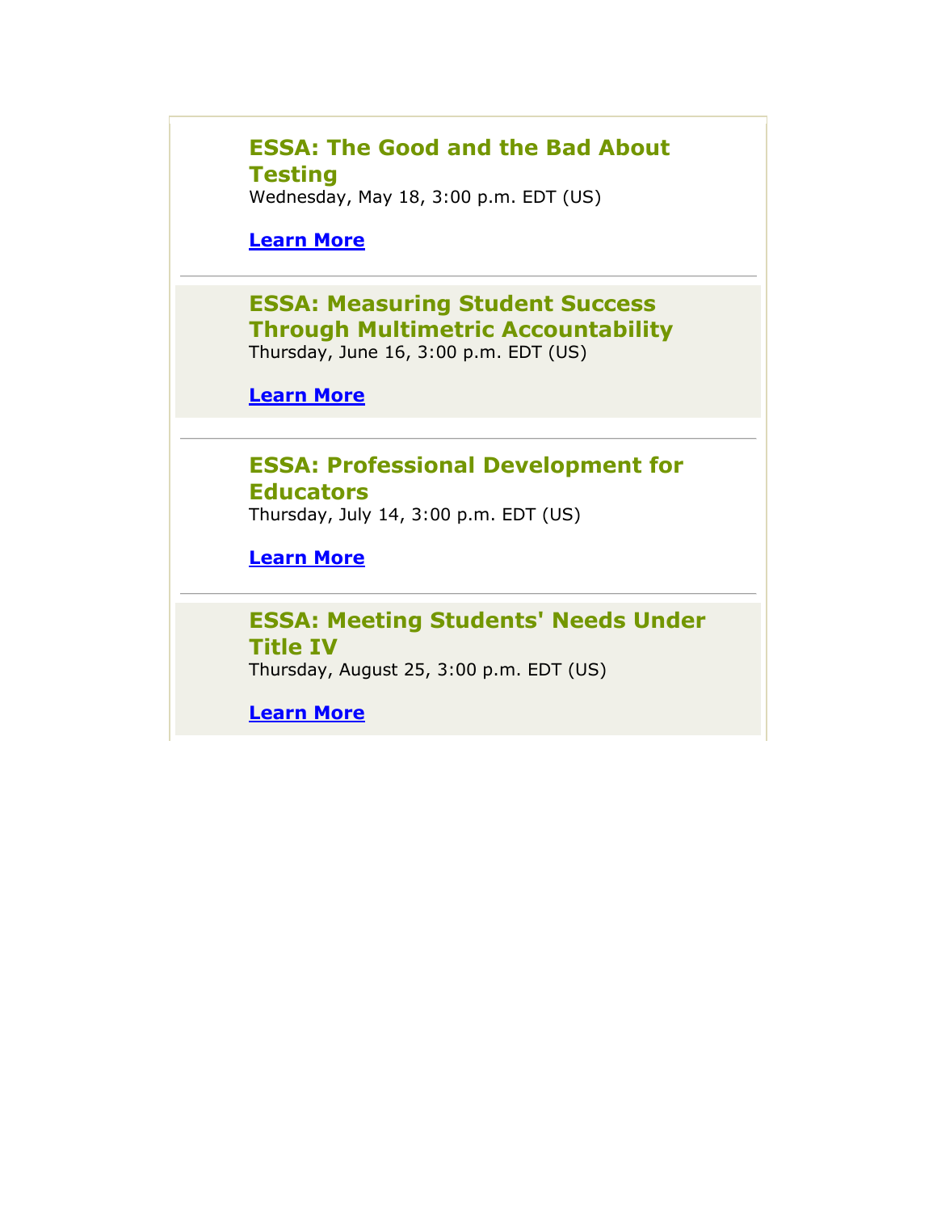### ESSA: The Good and the Bad About Testing

Wednesday, May 18, 3:00 p.m. EDT (US)

**Learn More**

---

### ESSA: Measuring Student Success Through Multimetric Accountability

Thursday, June 16, 3:00 p.m. EDT (US)

**Learn More**

---

### ESSA: Professional Development for Educators

Thursday, July 14, 3:00 p.m. EDT (US)

**Learn More**

---

### ESSA: Meeting Students' Needs Under Title IV

Thursday, August 25, 3:00 p.m. EDT (US)

**Learn More**